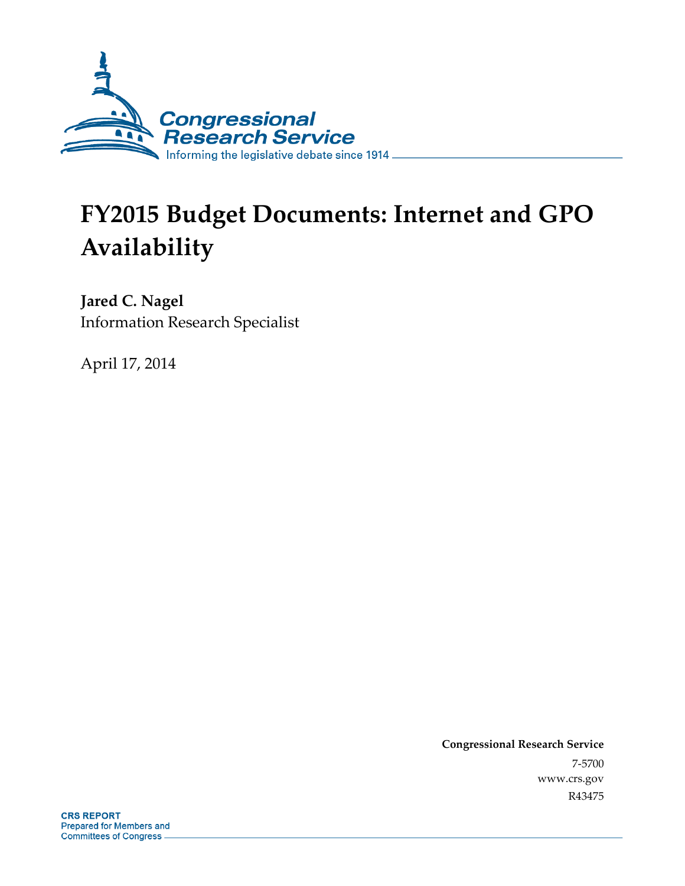Congressional Research Service

Informing the legislative debate since 1914

# FY2015 Budget Documents: Internet and GPO Availability

**Jared C. Nagel**
Information Research Specialist

April 17, 2014

**Congressional Research Service**
7-5700
www.crs.gov
R43475

**CRS REPORT**
Prepared for Members and
Committees of Congress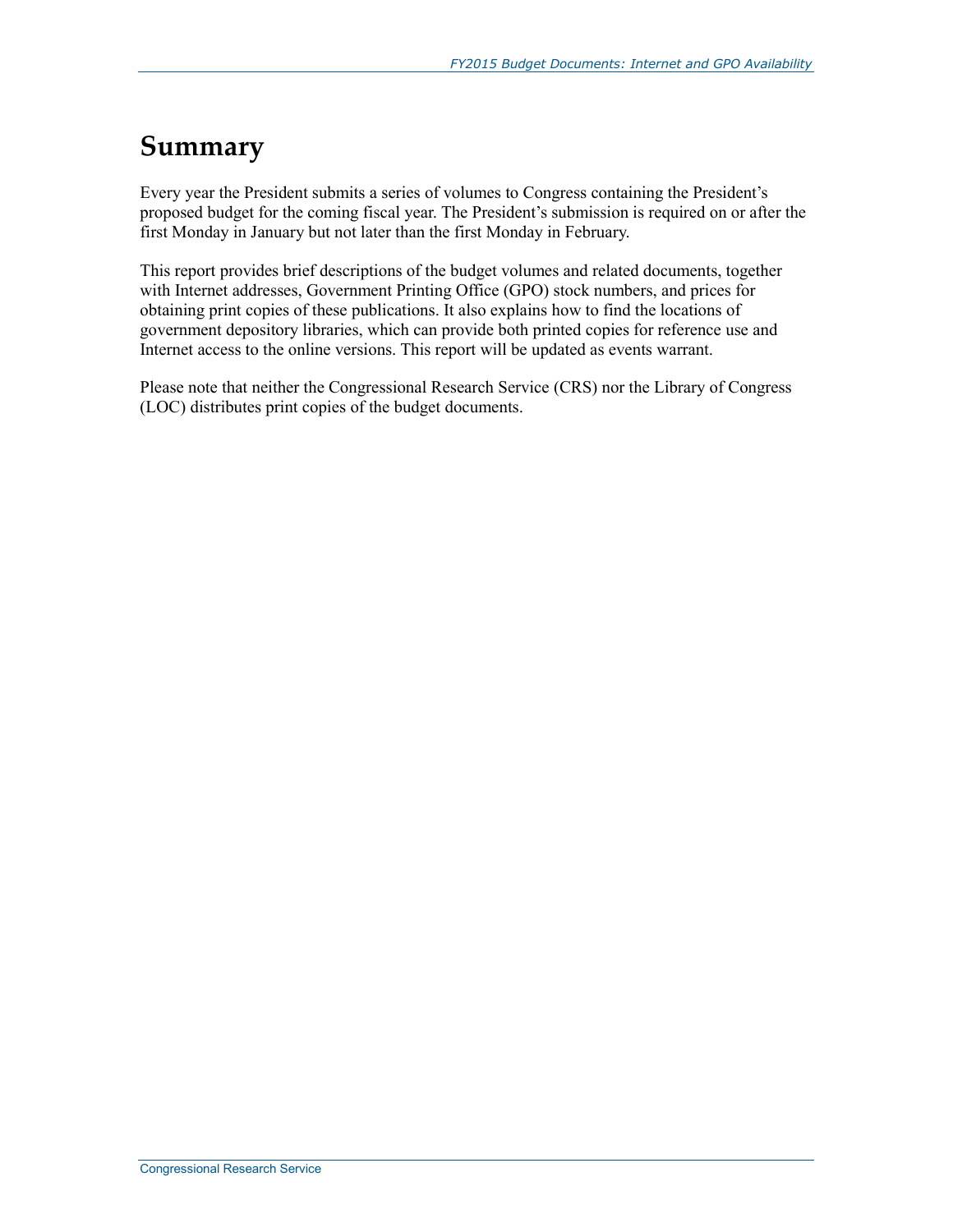# Summary

Every year the President submits a series of volumes to Congress containing the President's proposed budget for the coming fiscal year. The President's submission is required on or after the first Monday in January but not later than the first Monday in February.

This report provides brief descriptions of the budget volumes and related documents, together with Internet addresses, Government Printing Office (GPO) stock numbers, and prices for obtaining print copies of these publications. It also explains how to find the locations of government depository libraries, which can provide both printed copies for reference use and Internet access to the online versions. This report will be updated as events warrant.

Please note that neither the Congressional Research Service (CRS) nor the Library of Congress (LOC) distributes print copies of the budget documents.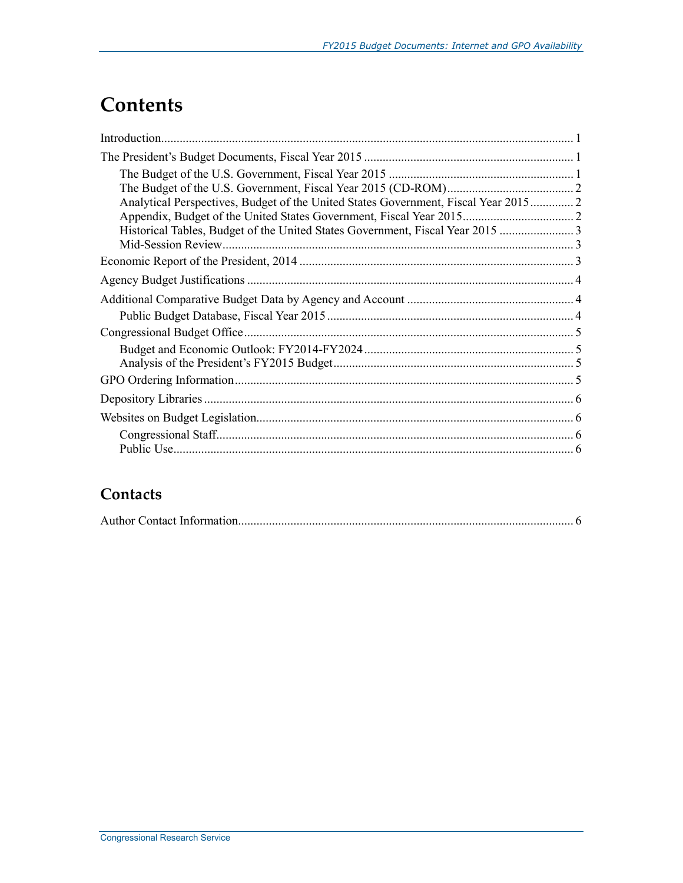# Contents

Introduction .................................................................................................................................... 1

The President's Budget Documents, Fiscal Year 2015 ................................................................... 1

- The Budget of the U.S. Government, Fiscal Year 2015 ........................................................... 1
- The Budget of the U.S. Government, Fiscal Year 2015 (CD-ROM) ......................................... 2
- Analytical Perspectives, Budget of the United States Government, Fiscal Year 2015 ............. 2
- Appendix, Budget of the United States Government, Fiscal Year 2015 .................................... 2
- Historical Tables, Budget of the United States Government, Fiscal Year 2015 ........................ 3
- Mid-Session Review ................................................................................................................. 3

Economic Report of the President, 2014 ........................................................................................ 3

Agency Budget Justifications ......................................................................................................... 4

Additional Comparative Budget Data by Agency and Account ...................................................... 4

- Public Budget Database, Fiscal Year 2015 ............................................................................... 4

Congressional Budget Office .......................................................................................................... 5

- Budget and Economic Outlook: FY2014-FY2024 ................................................................... 5
- Analysis of the President's FY2015 Budget ............................................................................. 5

GPO Ordering Information ............................................................................................................. 5

Depository Libraries ....................................................................................................................... 6

Websites on Budget Legislation ...................................................................................................... 6

- Congressional Staff ................................................................................................................... 6
- Public Use ................................................................................................................................. 6

## Contacts

Author Contact Information ............................................................................................................ 6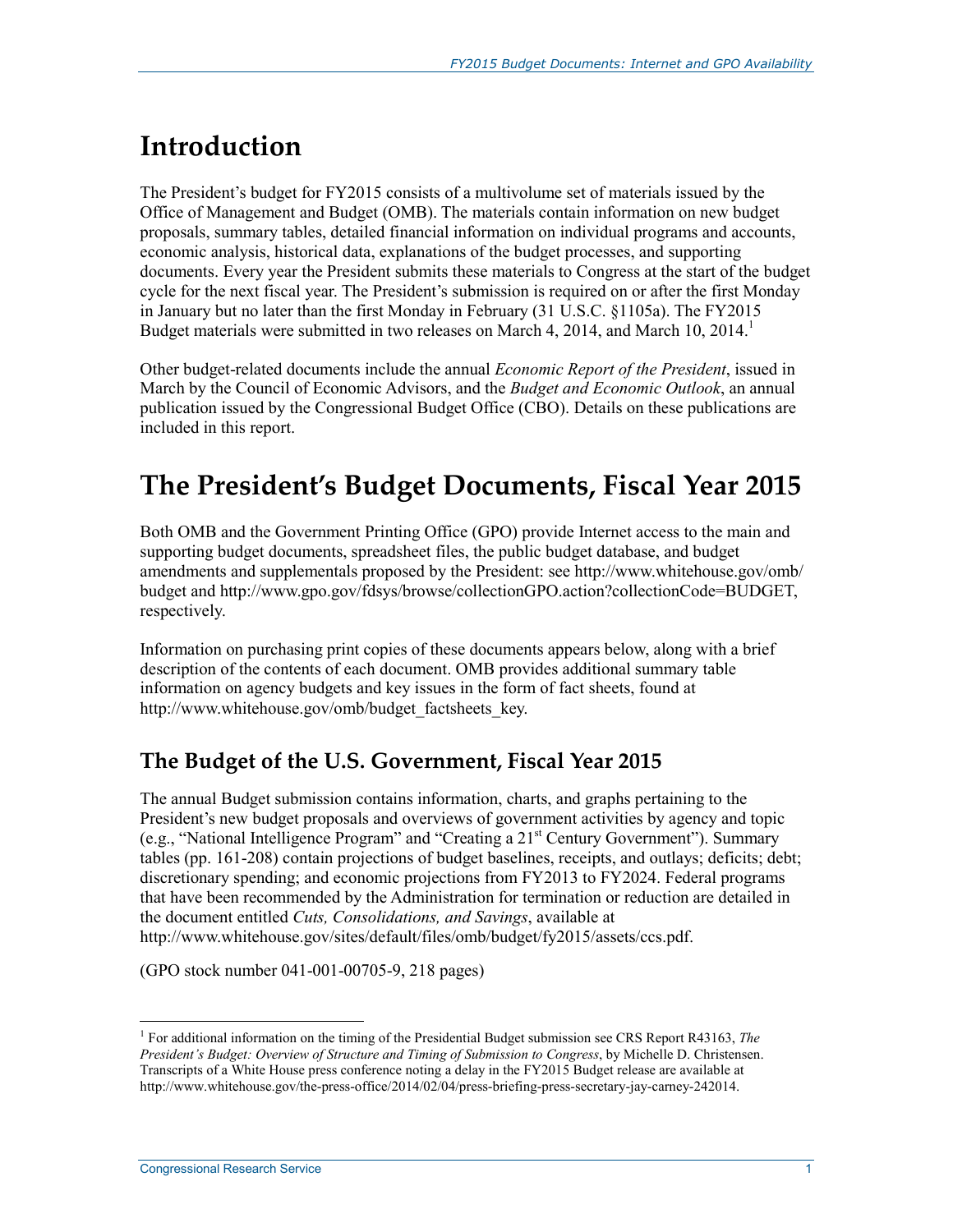# Introduction

The President's budget for FY2015 consists of a multivolume set of materials issued by the Office of Management and Budget (OMB). The materials contain information on new budget proposals, summary tables, detailed financial information on individual programs and accounts, economic analysis, historical data, explanations of the budget processes, and supporting documents. Every year the President submits these materials to Congress at the start of the budget cycle for the next fiscal year. The President's submission is required on or after the first Monday in January but no later than the first Monday in February (31 U.S.C. §1105a). The FY2015 Budget materials were submitted in two releases on March 4, 2014, and March 10, 2014.[1]

Other budget-related documents include the annual *Economic Report of the President*, issued in March by the Council of Economic Advisors, and the *Budget and Economic Outlook*, an annual publication issued by the Congressional Budget Office (CBO). Details on these publications are included in this report.

# The President's Budget Documents, Fiscal Year 2015

Both OMB and the Government Printing Office (GPO) provide Internet access to the main and supporting budget documents, spreadsheet files, the public budget database, and budget amendments and supplementals proposed by the President: see http://www.whitehouse.gov/omb/budget and http://www.gpo.gov/fdsys/browse/collectionGPO.action?collectionCode=BUDGET, respectively.

Information on purchasing print copies of these documents appears below, along with a brief description of the contents of each document. OMB provides additional summary table information on agency budgets and key issues in the form of fact sheets, found at http://www.whitehouse.gov/omb/budget_factsheets_key.

## The Budget of the U.S. Government, Fiscal Year 2015

The annual Budget submission contains information, charts, and graphs pertaining to the President's new budget proposals and overviews of government activities by agency and topic (e.g., "National Intelligence Program" and "Creating a 21st Century Government"). Summary tables (pp. 161-208) contain projections of budget baselines, receipts, and outlays; deficits; debt; discretionary spending; and economic projections from FY2013 to FY2024. Federal programs that have been recommended by the Administration for termination or reduction are detailed in the document entitled *Cuts, Consolidations, and Savings*, available at http://www.whitehouse.gov/sites/default/files/omb/budget/fy2015/assets/ccs.pdf.

(GPO stock number 041-001-00705-9, 218 pages)

---

[1] For additional information on the timing of the Presidential Budget submission see CRS Report R43163, *The President's Budget: Overview of Structure and Timing of Submission to Congress*, by Michelle D. Christensen. Transcripts of a White House press conference noting a delay in the FY2015 Budget release are available at http://www.whitehouse.gov/the-press-office/2014/02/04/press-briefing-press-secretary-jay-carney-242014.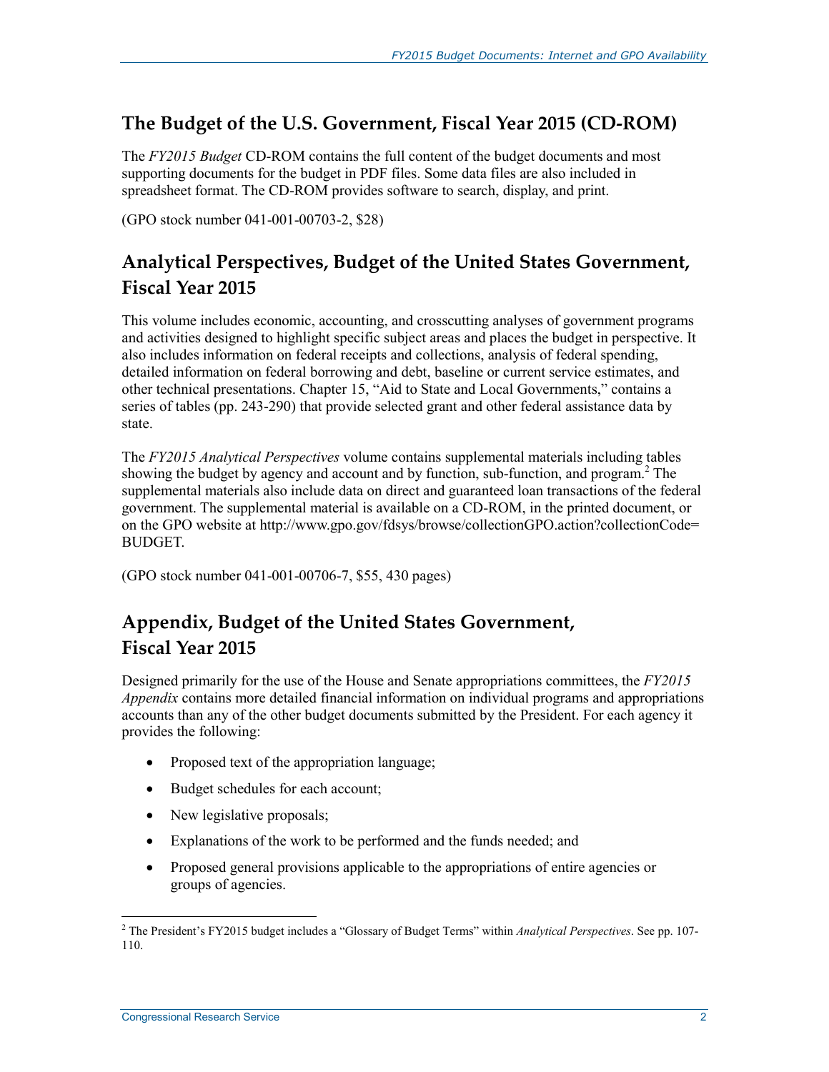## The Budget of the U.S. Government, Fiscal Year 2015 (CD-ROM)

The *FY2015 Budget* CD-ROM contains the full content of the budget documents and most supporting documents for the budget in PDF files. Some data files are also included in spreadsheet format. The CD-ROM provides software to search, display, and print.

(GPO stock number 041-001-00703-2, $28)

## Analytical Perspectives, Budget of the United States Government, Fiscal Year 2015

This volume includes economic, accounting, and crosscutting analyses of government programs and activities designed to highlight specific subject areas and places the budget in perspective. It also includes information on federal receipts and collections, analysis of federal spending, detailed information on federal borrowing and debt, baseline or current service estimates, and other technical presentations. Chapter 15, "Aid to State and Local Governments," contains a series of tables (pp. 243-290) that provide selected grant and other federal assistance data by state.

The *FY2015 Analytical Perspectives* volume contains supplemental materials including tables showing the budget by agency and account and by function, sub-function, and program.[2] The supplemental materials also include data on direct and guaranteed loan transactions of the federal government. The supplemental material is available on a CD-ROM, in the printed document, or on the GPO website at http://www.gpo.gov/fdsys/browse/collectionGPO.action?collectionCode=BUDGET.

(GPO stock number 041-001-00706-7, $55, 430 pages)

## Appendix, Budget of the United States Government, Fiscal Year 2015

Designed primarily for the use of the House and Senate appropriations committees, the *FY2015 Appendix* contains more detailed financial information on individual programs and appropriations accounts than any of the other budget documents submitted by the President. For each agency it provides the following:

- Proposed text of the appropriation language;
- Budget schedules for each account;
- New legislative proposals;
- Explanations of the work to be performed and the funds needed; and
- Proposed general provisions applicable to the appropriations of entire agencies or groups of agencies.

[2] The President's FY2015 budget includes a "Glossary of Budget Terms" within *Analytical Perspectives*. See pp. 107-110.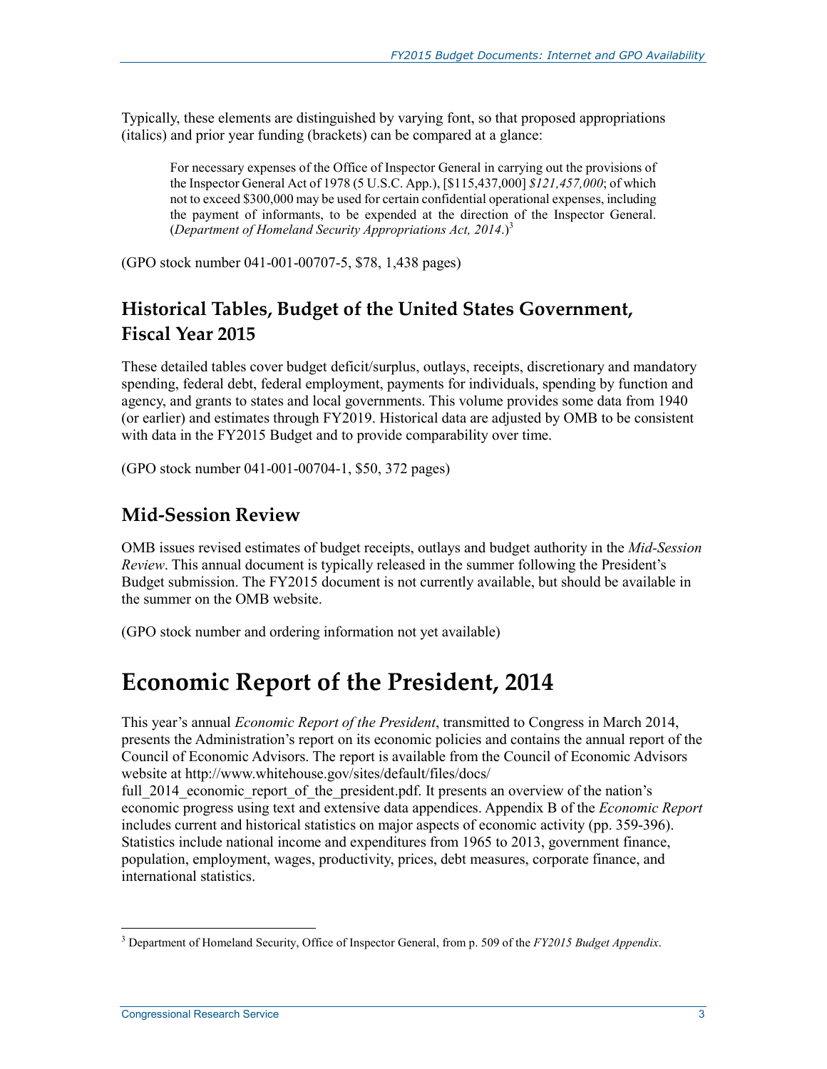Typically, these elements are distinguished by varying font, so that proposed appropriations (italics) and prior year funding (brackets) can be compared at a glance:

> For necessary expenses of the Office of Inspector General in carrying out the provisions of the Inspector General Act of 1978 (5 U.S.C. App.), [$115,437,000] *$121,457,000*; of which not to exceed $300,000 may be used for certain confidential operational expenses, including the payment of informants, to be expended at the direction of the Inspector General. (*Department of Homeland Security Appropriations Act, 2014*.)[3]

(GPO stock number 041-001-00707-5, $78, 1,438 pages)

## Historical Tables, Budget of the United States Government, Fiscal Year 2015

These detailed tables cover budget deficit/surplus, outlays, receipts, discretionary and mandatory spending, federal debt, federal employment, payments for individuals, spending by function and agency, and grants to states and local governments. This volume provides some data from 1940 (or earlier) and estimates through FY2019. Historical data are adjusted by OMB to be consistent with data in the FY2015 Budget and to provide comparability over time.

(GPO stock number 041-001-00704-1, $50, 372 pages)

## Mid-Session Review

OMB issues revised estimates of budget receipts, outlays and budget authority in the *Mid-Session Review*. This annual document is typically released in the summer following the President's Budget submission. The FY2015 document is not currently available, but should be available in the summer on the OMB website.

(GPO stock number and ordering information not yet available)

# Economic Report of the President, 2014

This year's annual *Economic Report of the President*, transmitted to Congress in March 2014, presents the Administration's report on its economic policies and contains the annual report of the Council of Economic Advisors. The report is available from the Council of Economic Advisors website at http://www.whitehouse.gov/sites/default/files/docs/full_2014_economic_report_of_the_president.pdf. It presents an overview of the nation's economic progress using text and extensive data appendices. Appendix B of the *Economic Report* includes current and historical statistics on major aspects of economic activity (pp. 359-396). Statistics include national income and expenditures from 1965 to 2013, government finance, population, employment, wages, productivity, prices, debt measures, corporate finance, and international statistics.

---

[3] Department of Homeland Security, Office of Inspector General, from p. 509 of the *FY2015 Budget Appendix*.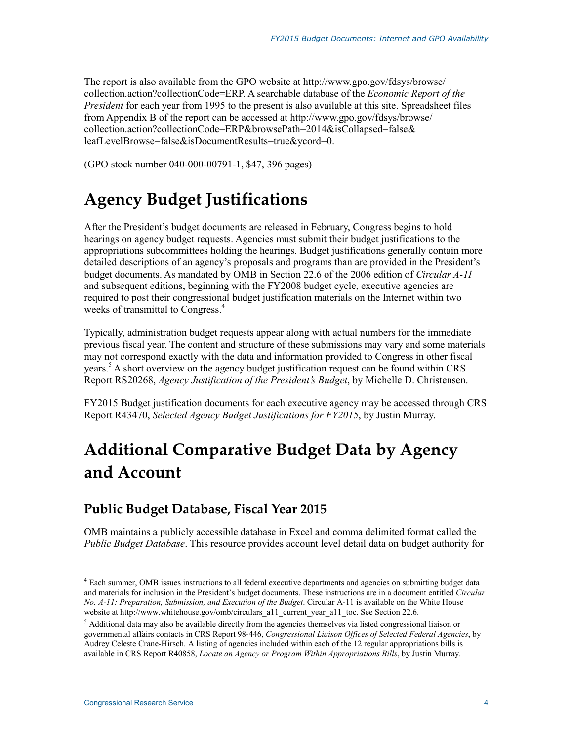The report is also available from the GPO website at http://www.gpo.gov/fdsys/browse/collection.action?collectionCode=ERP. A searchable database of the *Economic Report of the President* for each year from 1995 to the present is also available at this site. Spreadsheet files from Appendix B of the report can be accessed at http://www.gpo.gov/fdsys/browse/collection.action?collectionCode=ERP&browsePath=2014&isCollapsed=false&leafLevelBrowse=false&isDocumentResults=true&ycord=0.

(GPO stock number 040-000-00791-1, $47, 396 pages)

# Agency Budget Justifications

After the President's budget documents are released in February, Congress begins to hold hearings on agency budget requests. Agencies must submit their budget justifications to the appropriations subcommittees holding the hearings. Budget justifications generally contain more detailed descriptions of an agency's proposals and programs than are provided in the President's budget documents. As mandated by OMB in Section 22.6 of the 2006 edition of *Circular A-11* and subsequent editions, beginning with the FY2008 budget cycle, executive agencies are required to post their congressional budget justification materials on the Internet within two weeks of transmittal to Congress.[4]

Typically, administration budget requests appear along with actual numbers for the immediate previous fiscal year. The content and structure of these submissions may vary and some materials may not correspond exactly with the data and information provided to Congress in other fiscal years.[5] A short overview on the agency budget justification request can be found within CRS Report RS20268, *Agency Justification of the President's Budget*, by Michelle D. Christensen.

FY2015 Budget justification documents for each executive agency may be accessed through CRS Report R43470, *Selected Agency Budget Justifications for FY2015*, by Justin Murray.

# Additional Comparative Budget Data by Agency and Account

## Public Budget Database, Fiscal Year 2015

OMB maintains a publicly accessible database in Excel and comma delimited format called the *Public Budget Database*. This resource provides account level detail data on budget authority for

---

[4] Each summer, OMB issues instructions to all federal executive departments and agencies on submitting budget data and materials for inclusion in the President's budget documents. These instructions are in a document entitled *Circular No. A-11: Preparation, Submission, and Execution of the Budget*. Circular A-11 is available on the White House website at http://www.whitehouse.gov/omb/circulars_a11_current_year_a11_toc. See Section 22.6.

[5] Additional data may also be available directly from the agencies themselves via listed congressional liaison or governmental affairs contacts in CRS Report 98-446, *Congressional Liaison Offices of Selected Federal Agencies*, by Audrey Celeste Crane-Hirsch. A listing of agencies included within each of the 12 regular appropriations bills is available in CRS Report R40858, *Locate an Agency or Program Within Appropriations Bills*, by Justin Murray.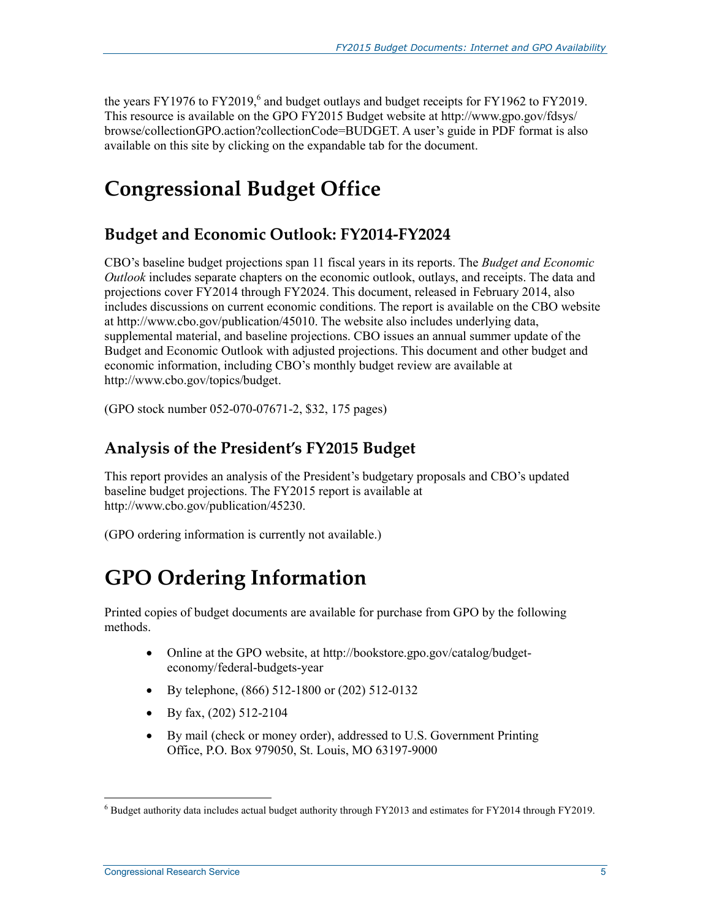the years FY1976 to FY2019,[6] and budget outlays and budget receipts for FY1962 to FY2019. This resource is available on the GPO FY2015 Budget website at http://www.gpo.gov/fdsys/browse/collectionGPO.action?collectionCode=BUDGET. A user's guide in PDF format is also available on this site by clicking on the expandable tab for the document.

# Congressional Budget Office

## Budget and Economic Outlook: FY2014-FY2024

CBO's baseline budget projections span 11 fiscal years in its reports. The *Budget and Economic Outlook* includes separate chapters on the economic outlook, outlays, and receipts. The data and projections cover FY2014 through FY2024. This document, released in February 2014, also includes discussions on current economic conditions. The report is available on the CBO website at http://www.cbo.gov/publication/45010. The website also includes underlying data, supplemental material, and baseline projections. CBO issues an annual summer update of the Budget and Economic Outlook with adjusted projections. This document and other budget and economic information, including CBO's monthly budget review are available at http://www.cbo.gov/topics/budget.

(GPO stock number 052-070-07671-2, $32, 175 pages)

## Analysis of the President's FY2015 Budget

This report provides an analysis of the President's budgetary proposals and CBO's updated baseline budget projections. The FY2015 report is available at http://www.cbo.gov/publication/45230.

(GPO ordering information is currently not available.)

# GPO Ordering Information

Printed copies of budget documents are available for purchase from GPO by the following methods.

- Online at the GPO website, at http://bookstore.gpo.gov/catalog/budget-economy/federal-budgets-year
- By telephone, (866) 512-1800 or (202) 512-0132
- By fax, (202) 512-2104
- By mail (check or money order), addressed to U.S. Government Printing Office, P.O. Box 979050, St. Louis, MO 63197-9000

---

[6] Budget authority data includes actual budget authority through FY2013 and estimates for FY2014 through FY2019.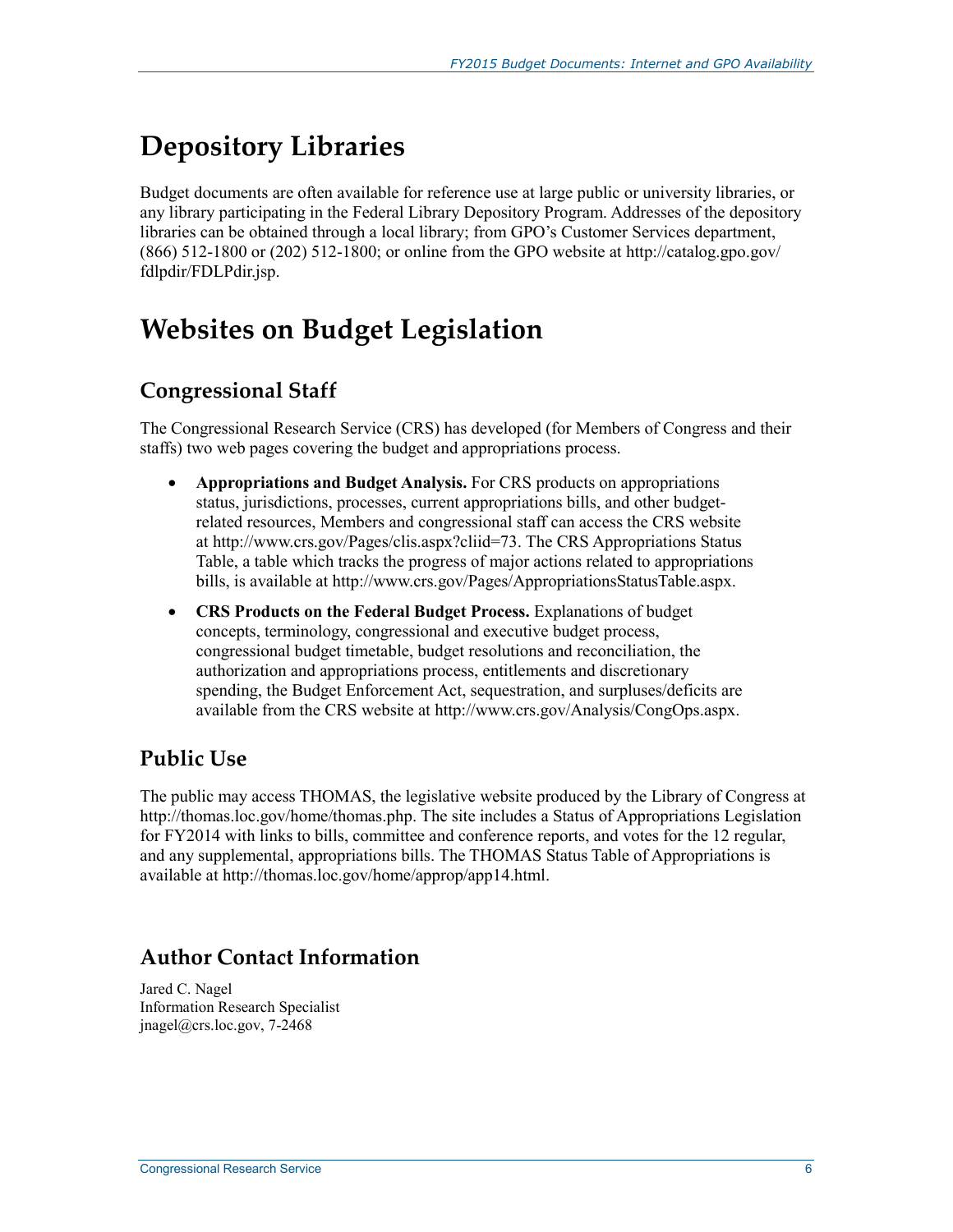# Depository Libraries

Budget documents are often available for reference use at large public or university libraries, or any library participating in the Federal Library Depository Program. Addresses of the depository libraries can be obtained through a local library; from GPO's Customer Services department, (866) 512-1800 or (202) 512-1800; or online from the GPO website at http://catalog.gpo.gov/fdlpdir/FDLPdir.jsp.

# Websites on Budget Legislation

## Congressional Staff

The Congressional Research Service (CRS) has developed (for Members of Congress and their staffs) two web pages covering the budget and appropriations process.

- **Appropriations and Budget Analysis.** For CRS products on appropriations status, jurisdictions, processes, current appropriations bills, and other budget-related resources, Members and congressional staff can access the CRS website at http://www.crs.gov/Pages/clis.aspx?cliid=73. The CRS Appropriations Status Table, a table which tracks the progress of major actions related to appropriations bills, is available at http://www.crs.gov/Pages/AppropriationsStatusTable.aspx.
- **CRS Products on the Federal Budget Process.** Explanations of budget concepts, terminology, congressional and executive budget process, congressional budget timetable, budget resolutions and reconciliation, the authorization and appropriations process, entitlements and discretionary spending, the Budget Enforcement Act, sequestration, and surpluses/deficits are available from the CRS website at http://www.crs.gov/Analysis/CongOps.aspx.

## Public Use

The public may access THOMAS, the legislative website produced by the Library of Congress at http://thomas.loc.gov/home/thomas.php. The site includes a Status of Appropriations Legislation for FY2014 with links to bills, committee and conference reports, and votes for the 12 regular, and any supplemental, appropriations bills. The THOMAS Status Table of Appropriations is available at http://thomas.loc.gov/home/approp/app14.html.

## Author Contact Information

Jared C. Nagel
Information Research Specialist
jnagel@crs.loc.gov, 7-2468